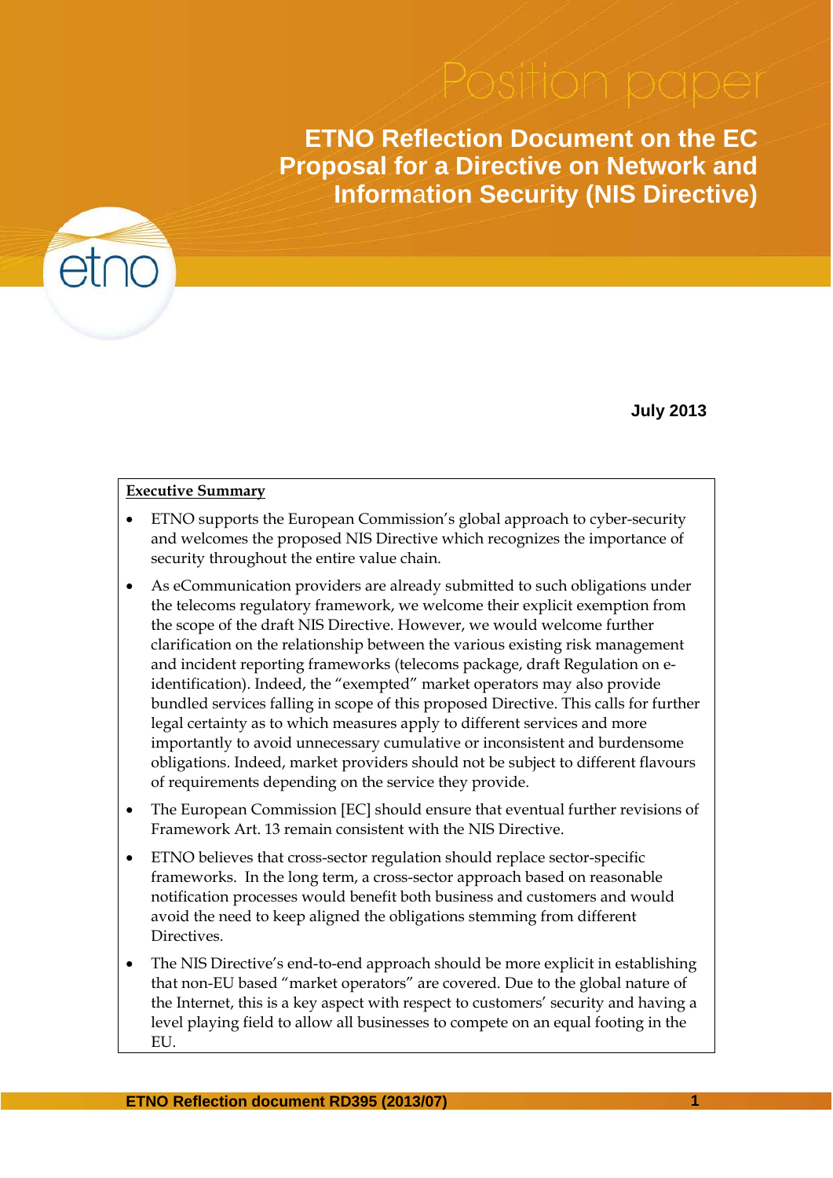Position paper

# ETNO Reflection Document on the EC Proposal for a Directive on Network and Information Security (NIS Directive)

**July 2013**

**Executive Summary**

- ETNO supports the European Commission's global approach to cyber-security and welcomes the proposed NIS Directive which recognizes the importance of security throughout the entire value chain.
- As eCommunication providers are already submitted to such obligations under the telecoms regulatory framework, we welcome their explicit exemption from the scope of the draft NIS Directive. However, we would welcome further clarification on the relationship between the various existing risk management and incident reporting frameworks (telecoms package, draft Regulation on e-identification). Indeed, the "exempted" market operators may also provide bundled services falling in scope of this proposed Directive. This calls for further legal certainty as to which measures apply to different services and more importantly to avoid unnecessary cumulative or inconsistent and burdensome obligations. Indeed, market providers should not be subject to different flavours of requirements depending on the service they provide.
- The European Commission [EC] should ensure that eventual further revisions of Framework Art. 13 remain consistent with the NIS Directive.
- ETNO believes that cross-sector regulation should replace sector-specific frameworks. In the long term, a cross-sector approach based on reasonable notification processes would benefit both business and customers and would avoid the need to keep aligned the obligations stemming from different Directives.
- The NIS Directive's end-to-end approach should be more explicit in establishing that non-EU based "market operators" are covered. Due to the global nature of the Internet, this is a key aspect with respect to customers' security and having a level playing field to allow all businesses to compete on an equal footing in the EU.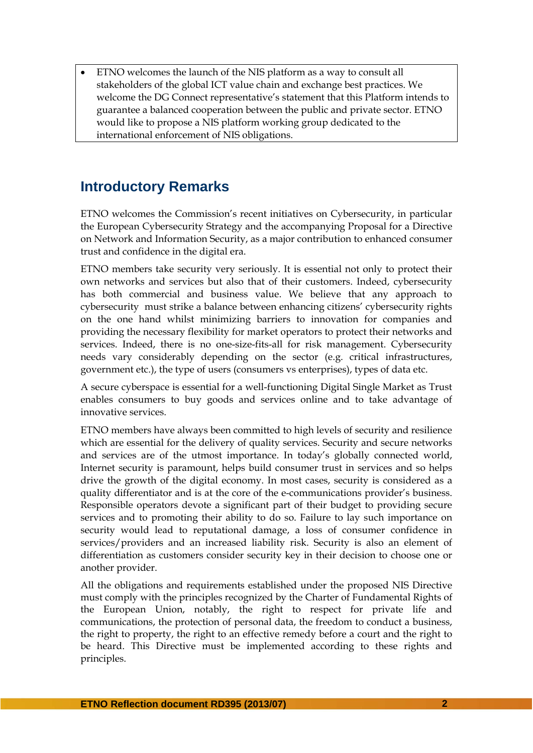- ETNO welcomes the launch of the NIS platform as a way to consult all stakeholders of the global ICT value chain and exchange best practices. We welcome the DG Connect representative's statement that this Platform intends to guarantee a balanced cooperation between the public and private sector. ETNO would like to propose a NIS platform working group dedicated to the international enforcement of NIS obligations.

## Introductory Remarks

ETNO welcomes the Commission's recent initiatives on Cybersecurity, in particular the European Cybersecurity Strategy and the accompanying Proposal for a Directive on Network and Information Security, as a major contribution to enhanced consumer trust and confidence in the digital era.

ETNO members take security very seriously. It is essential not only to protect their own networks and services but also that of their customers. Indeed, cybersecurity has both commercial and business value. We believe that any approach to cybersecurity must strike a balance between enhancing citizens' cybersecurity rights on the one hand whilst minimizing barriers to innovation for companies and providing the necessary flexibility for market operators to protect their networks and services. Indeed, there is no one-size-fits-all for risk management. Cybersecurity needs vary considerably depending on the sector (e.g. critical infrastructures, government etc.), the type of users (consumers vs enterprises), types of data etc.

A secure cyberspace is essential for a well-functioning Digital Single Market as Trust enables consumers to buy goods and services online and to take advantage of innovative services.

ETNO members have always been committed to high levels of security and resilience which are essential for the delivery of quality services. Security and secure networks and services are of the utmost importance. In today's globally connected world, Internet security is paramount, helps build consumer trust in services and so helps drive the growth of the digital economy. In most cases, security is considered as a quality differentiator and is at the core of the e-communications provider's business. Responsible operators devote a significant part of their budget to providing secure services and to promoting their ability to do so. Failure to lay such importance on security would lead to reputational damage, a loss of consumer confidence in services/providers and an increased liability risk. Security is also an element of differentiation as customers consider security key in their decision to choose one or another provider.

All the obligations and requirements established under the proposed NIS Directive must comply with the principles recognized by the Charter of Fundamental Rights of the European Union, notably, the right to respect for private life and communications, the protection of personal data, the freedom to conduct a business, the right to property, the right to an effective remedy before a court and the right to be heard. This Directive must be implemented according to these rights and principles.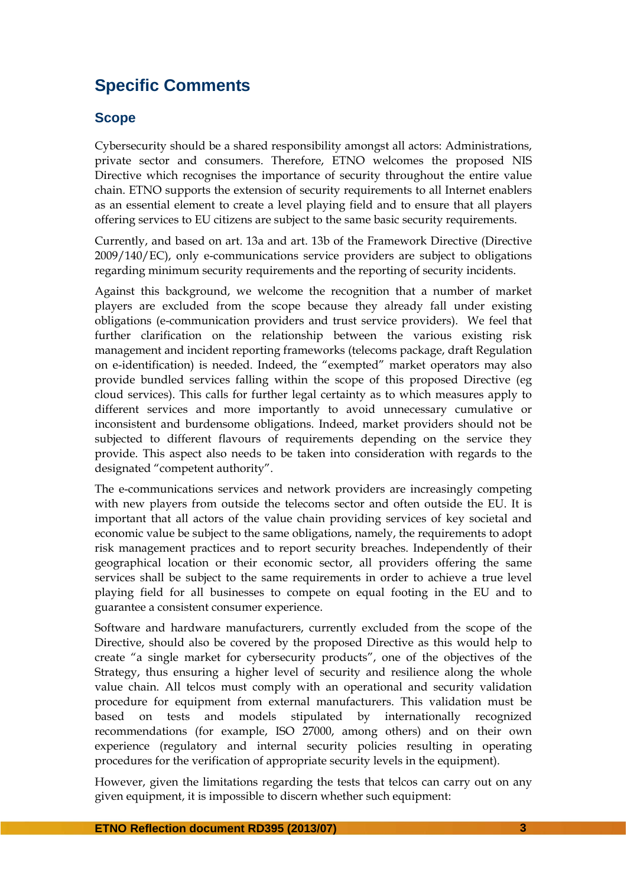## Specific Comments

### Scope

Cybersecurity should be a shared responsibility amongst all actors: Administrations, private sector and consumers. Therefore, ETNO welcomes the proposed NIS Directive which recognises the importance of security throughout the entire value chain. ETNO supports the extension of security requirements to all Internet enablers as an essential element to create a level playing field and to ensure that all players offering services to EU citizens are subject to the same basic security requirements.

Currently, and based on art. 13a and art. 13b of the Framework Directive (Directive 2009/140/EC), only e-communications service providers are subject to obligations regarding minimum security requirements and the reporting of security incidents.

Against this background, we welcome the recognition that a number of market players are excluded from the scope because they already fall under existing obligations (e-communication providers and trust service providers). We feel that further clarification on the relationship between the various existing risk management and incident reporting frameworks (telecoms package, draft Regulation on e-identification) is needed. Indeed, the "exempted" market operators may also provide bundled services falling within the scope of this proposed Directive (eg cloud services). This calls for further legal certainty as to which measures apply to different services and more importantly to avoid unnecessary cumulative or inconsistent and burdensome obligations. Indeed, market providers should not be subjected to different flavours of requirements depending on the service they provide. This aspect also needs to be taken into consideration with regards to the designated "competent authority".

The e-communications services and network providers are increasingly competing with new players from outside the telecoms sector and often outside the EU. It is important that all actors of the value chain providing services of key societal and economic value be subject to the same obligations, namely, the requirements to adopt risk management practices and to report security breaches. Independently of their geographical location or their economic sector, all providers offering the same services shall be subject to the same requirements in order to achieve a true level playing field for all businesses to compete on equal footing in the EU and to guarantee a consistent consumer experience.

Software and hardware manufacturers, currently excluded from the scope of the Directive, should also be covered by the proposed Directive as this would help to create "a single market for cybersecurity products", one of the objectives of the Strategy, thus ensuring a higher level of security and resilience along the whole value chain. All telcos must comply with an operational and security validation procedure for equipment from external manufacturers. This validation must be based on tests and models stipulated by internationally recognized recommendations (for example, ISO 27000, among others) and on their own experience (regulatory and internal security policies resulting in operating procedures for the verification of appropriate security levels in the equipment).

However, given the limitations regarding the tests that telcos can carry out on any given equipment, it is impossible to discern whether such equipment: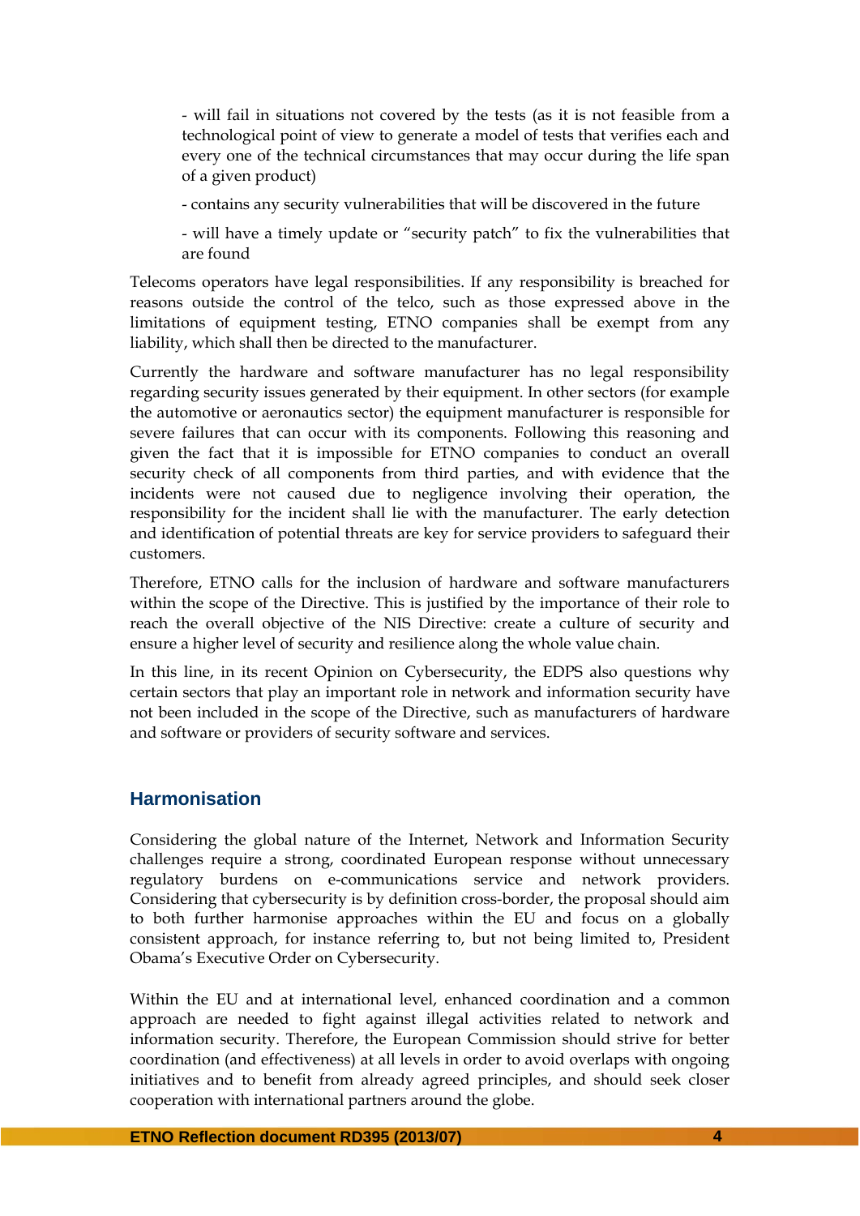- will fail in situations not covered by the tests (as it is not feasible from a technological point of view to generate a model of tests that verifies each and every one of the technical circumstances that may occur during the life span of a given product)

- contains any security vulnerabilities that will be discovered in the future

- will have a timely update or "security patch" to fix the vulnerabilities that are found

Telecoms operators have legal responsibilities. If any responsibility is breached for reasons outside the control of the telco, such as those expressed above in the limitations of equipment testing, ETNO companies shall be exempt from any liability, which shall then be directed to the manufacturer.

Currently the hardware and software manufacturer has no legal responsibility regarding security issues generated by their equipment. In other sectors (for example the automotive or aeronautics sector) the equipment manufacturer is responsible for severe failures that can occur with its components. Following this reasoning and given the fact that it is impossible for ETNO companies to conduct an overall security check of all components from third parties, and with evidence that the incidents were not caused due to negligence involving their operation, the responsibility for the incident shall lie with the manufacturer. The early detection and identification of potential threats are key for service providers to safeguard their customers.

Therefore, ETNO calls for the inclusion of hardware and software manufacturers within the scope of the Directive. This is justified by the importance of their role to reach the overall objective of the NIS Directive: create a culture of security and ensure a higher level of security and resilience along the whole value chain.

In this line, in its recent Opinion on Cybersecurity, the EDPS also questions why certain sectors that play an important role in network and information security have not been included in the scope of the Directive, such as manufacturers of hardware and software or providers of security software and services.

## Harmonisation

Considering the global nature of the Internet, Network and Information Security challenges require a strong, coordinated European response without unnecessary regulatory burdens on e-communications service and network providers. Considering that cybersecurity is by definition cross-border, the proposal should aim to both further harmonise approaches within the EU and focus on a globally consistent approach, for instance referring to, but not being limited to, President Obama's Executive Order on Cybersecurity.

Within the EU and at international level, enhanced coordination and a common approach are needed to fight against illegal activities related to network and information security. Therefore, the European Commission should strive for better coordination (and effectiveness) at all levels in order to avoid overlaps with ongoing initiatives and to benefit from already agreed principles, and should seek closer cooperation with international partners around the globe.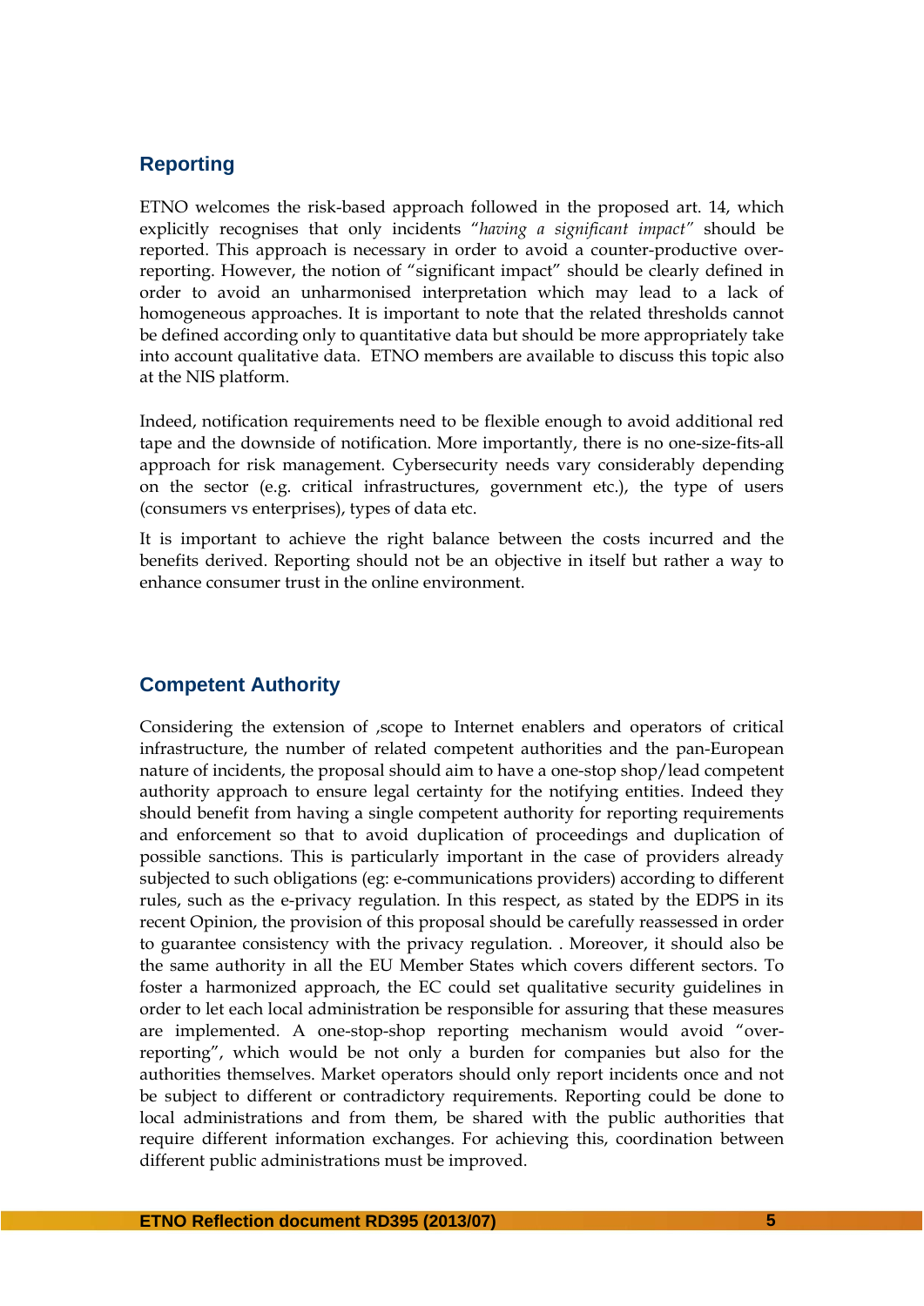## Reporting

ETNO welcomes the risk-based approach followed in the proposed art. 14, which explicitly recognises that only incidents "*having a significant impact*" should be reported. This approach is necessary in order to avoid a counter-productive over-reporting. However, the notion of "significant impact" should be clearly defined in order to avoid an unharmonised interpretation which may lead to a lack of homogeneous approaches. It is important to note that the related thresholds cannot be defined according only to quantitative data but should be more appropriately take into account qualitative data. ETNO members are available to discuss this topic also at the NIS platform.

Indeed, notification requirements need to be flexible enough to avoid additional red tape and the downside of notification. More importantly, there is no one-size-fits-all approach for risk management. Cybersecurity needs vary considerably depending on the sector (e.g. critical infrastructures, government etc.), the type of users (consumers vs enterprises), types of data etc.

It is important to achieve the right balance between the costs incurred and the benefits derived. Reporting should not be an objective in itself but rather a way to enhance consumer trust in the online environment.

## Competent Authority

Considering the extension of ,scope to Internet enablers and operators of critical infrastructure, the number of related competent authorities and the pan-European nature of incidents, the proposal should aim to have a one-stop shop/lead competent authority approach to ensure legal certainty for the notifying entities. Indeed they should benefit from having a single competent authority for reporting requirements and enforcement so that to avoid duplication of proceedings and duplication of possible sanctions. This is particularly important in the case of providers already subjected to such obligations (eg: e-communications providers) according to different rules, such as the e-privacy regulation. In this respect, as stated by the EDPS in its recent Opinion, the provision of this proposal should be carefully reassessed in order to guarantee consistency with the privacy regulation. . Moreover, it should also be the same authority in all the EU Member States which covers different sectors. To foster a harmonized approach, the EC could set qualitative security guidelines in order to let each local administration be responsible for assuring that these measures are implemented. A one-stop-shop reporting mechanism would avoid "over-reporting", which would be not only a burden for companies but also for the authorities themselves. Market operators should only report incidents once and not be subject to different or contradictory requirements. Reporting could be done to local administrations and from them, be shared with the public authorities that require different information exchanges. For achieving this, coordination between different public administrations must be improved.